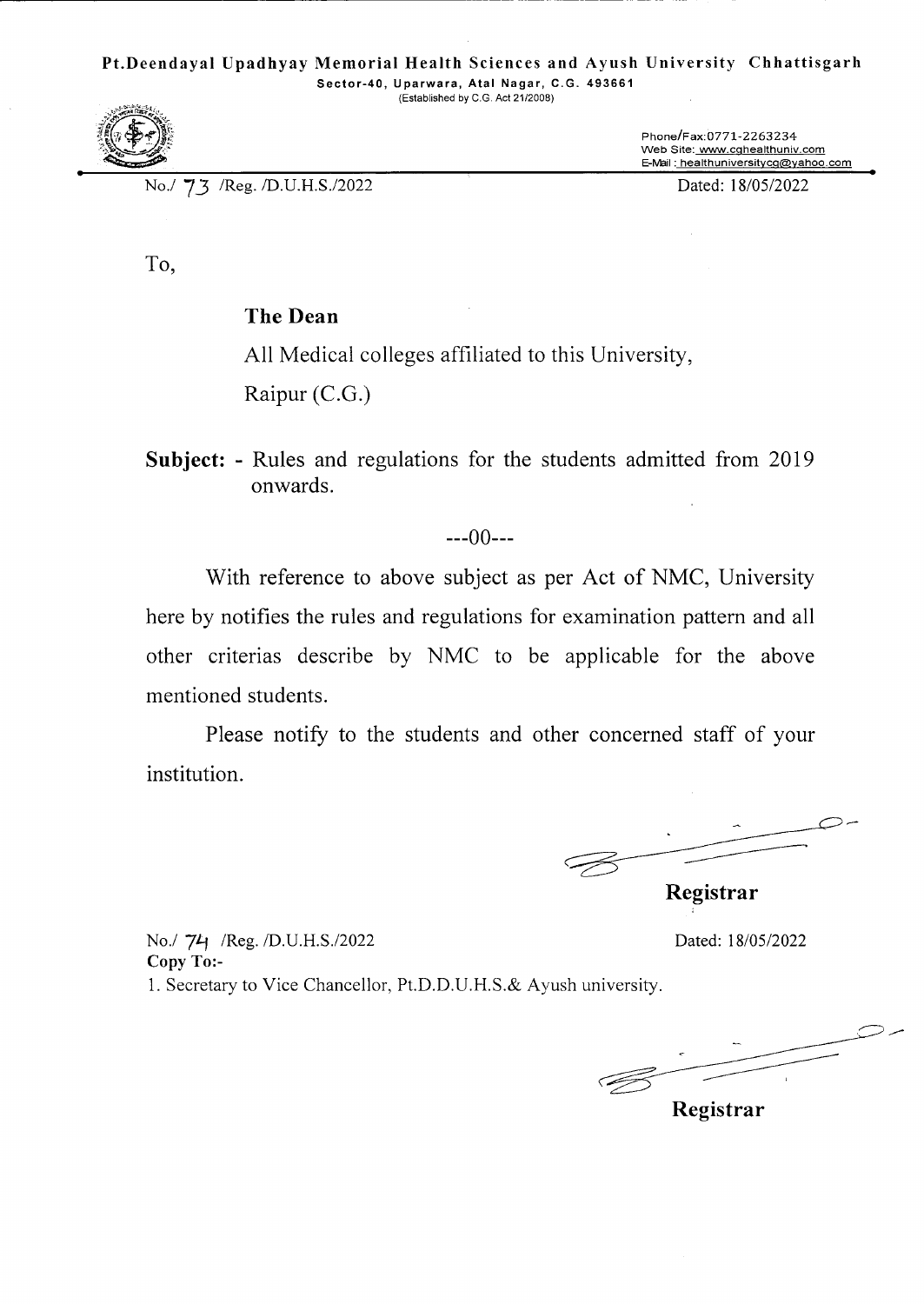**Pt.Deendayal Upadhyay Memorial Health Sciences and Ayush University Chhattisgarh**

**Sector-40, Uparwara, Atal Nagar, C.G. 493661**

(Established by C.G. Act 21/2008)

Phone/Fax:0771-2263234
Web Site: www.cghealthuniv.com
E-Mail : healthuniversitycg@yahoo.com

No./ 73 /Reg. /D.U.H.S./2022 Dated: 18/05/2022

To,

**The Dean**

All Medical colleges affiliated to this University,

Raipur (C.G.)

**Subject:** - Rules and regulations for the students admitted from 2019 onwards.

---00---

With reference to above subject as per Act of NMC, University here by notifies the rules and regulations for examination pattern and all other criterias describe by NMC to be applicable for the above mentioned students.

Please notify to the students and other concerned staff of your institution.

**Registrar**

No./ 74 /Reg. /D.U.H.S./2022 Dated: 18/05/2022

**Copy To:-**

1. Secretary to Vice Chancellor, Pt.D.D.U.H.S.& Ayush university.

**Registrar**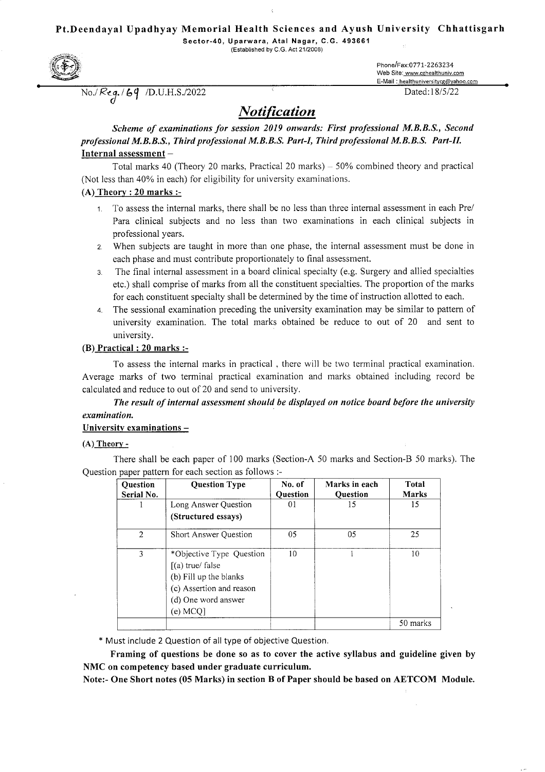**Pt.Deendayal Upadhyay Memorial Health Sciences and Ayush University Chhattisgarh**

**Sector-40, Uparwara, Atal Nagar, C.G. 493661**

(Established by C.G. Act 21/2008)

Phone/Fax:0771-2263234
Web Site: www.cghealthuniv.com
E-Mail : healthuniversitycg@yahoo.com

No./Reg./69 /D.U.H.S./2022

Dated:18/5/22

# *Notification*

***Scheme of examinations for session 2019 onwards: First professional M.B.B.S., Second professional M.B.B.S., Third professional M.B.B.S. Part-I, Third professional M.B.B.S. Part-II.***

**Internal assessment –**

Total marks 40 (Theory 20 marks, Practical 20 marks) – 50% combined theory and practical (Not less than 40% in each) for eligibility for university examinations.

**(A) Theory : 20 marks :-**

1. To assess the internal marks, there shall be no less than three internal assessment in each Pre/ Para clinical subjects and no less than two examinations in each clinical subjects in professional years.
2. When subjects are taught in more than one phase, the internal assessment must be done in each phase and must contribute proportionately to final assessment.
3. The final internal assessment in a board clinical specialty (e.g. Surgery and allied specialties etc.) shall comprise of marks from all the constituent specialties. The proportion of the marks for each constituent specialty shall be determined by the time of instruction allotted to each.
4. The sessional examination preceding the university examination may be similar to pattern of university examination. The total marks obtained be reduce to out of 20 and sent to university.

**(B) Practical : 20 marks :-**

To assess the internal marks in practical , there will be two terminal practical examination. Average marks of two terminal practical examination and marks obtained including record be calculated and reduce to out of 20 and send to university.

***The result of internal assessment should be displayed on notice board before the university examination.***

**University examinations –**

**(A) Theory -**

There shall be each paper of 100 marks (Section-A 50 marks and Section-B 50 marks). The Question paper pattern for each section as follows :-

| Question Serial No. | Question Type | No. of Question | Marks in each Question | Total Marks |
|---|---|---|---|---|
| 1 | Long Answer Question **(Structured essays)** | 01 | 15 | 15 |
| 2 | Short Answer Question | 05 | 05 | 25 |
| 3 | *Objective Type Question [(a) true/ false (b) Fill up the blanks (c) Assertion and reason (d) One word answer (e) MCQ] | 10 | 1 | 10 |
| | | | | 50 marks |

* Must include 2 Question of all type of objective Question.

**Framing of questions be done so as to cover the active syllabus and guideline given by NMC on competency based under graduate curriculum.**

**Note:- One Short notes (05 Marks) in section B of Paper should be based on AETCOM Module.**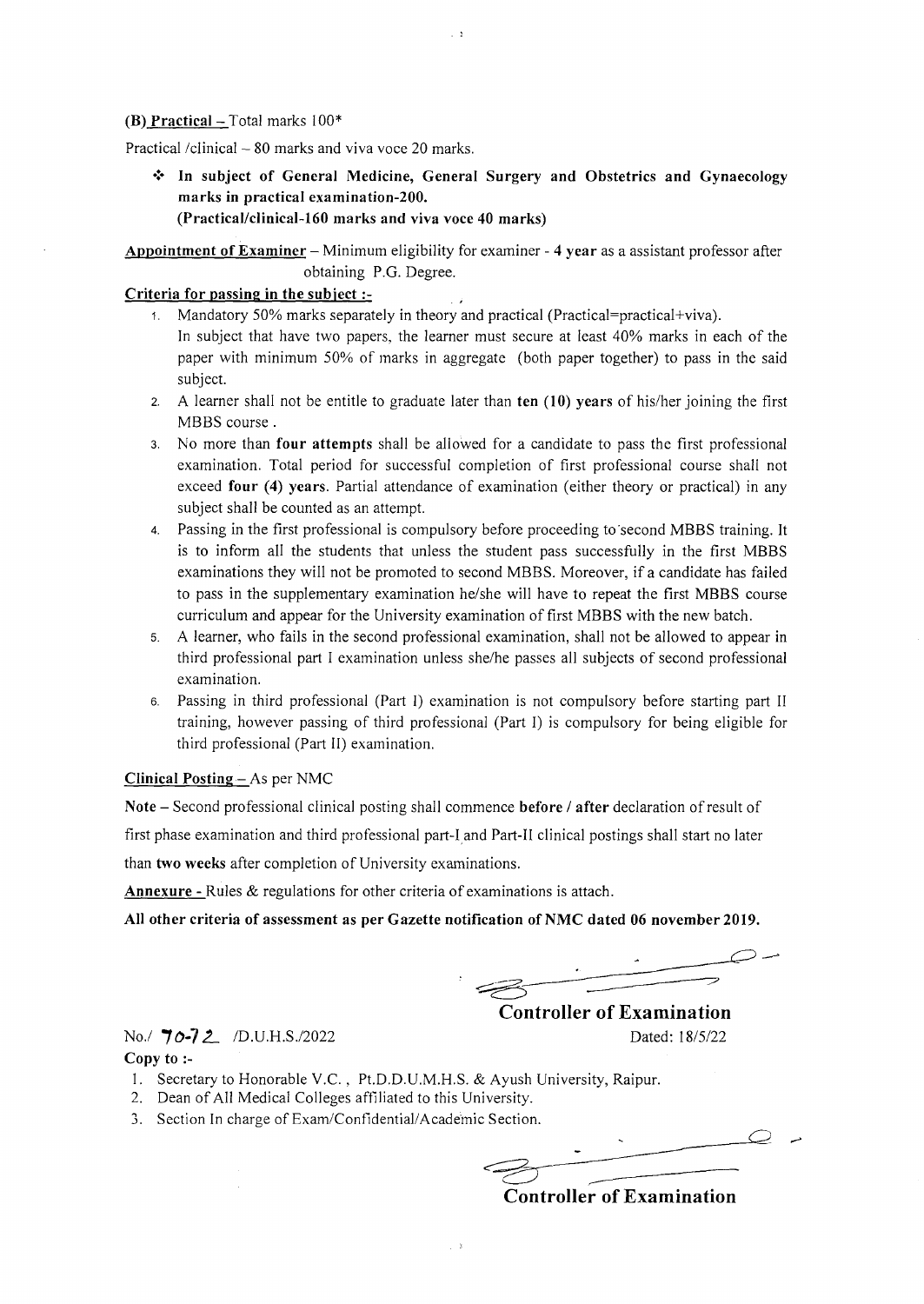**(B) Practical** – Total marks 100*

Practical /clinical – 80 marks and viva voce 20 marks.

- **In subject of General Medicine, General Surgery and Obstetrics and Gynaecology marks in practical examination-200.**
  **(Practical/clinical-160 marks and viva voce 40 marks)**

**Appointment of Examiner** – Minimum eligibility for examiner - **4 year** as a assistant professor after obtaining P.G. Degree.

**Criteria for passing in the subject :-**

1. Mandatory 50% marks separately in theory and practical (Practical=practical+viva).
   In subject that have two papers, the learner must secure at least 40% marks in each of the paper with minimum 50% of marks in aggregate (both paper together) to pass in the said subject.
2. A learner shall not be entitle to graduate later than **ten (10) years** of his/her joining the first MBBS course .
3. No more than **four attempts** shall be allowed for a candidate to pass the first professional examination. Total period for successful completion of first professional course shall not exceed **four (4) years**. Partial attendance of examination (either theory or practical) in any subject shall be counted as an attempt.
4. Passing in the first professional is compulsory before proceeding to second MBBS training. It is to inform all the students that unless the student pass successfully in the first MBBS examinations they will not be promoted to second MBBS. Moreover, if a candidate has failed to pass in the supplementary examination he/she will have to repeat the first MBBS course curriculum and appear for the University examination of first MBBS with the new batch.
5. A learner, who fails in the second professional examination, shall not be allowed to appear in third professional part I examination unless she/he passes all subjects of second professional examination.
6. Passing in third professional (Part I) examination is not compulsory before starting part II training, however passing of third professional (Part I) is compulsory for being eligible for third professional (Part II) examination.

**Clinical Posting** – As per NMC

**Note** – Second professional clinical posting shall commence **before / after** declaration of result of first phase examination and third professional part-I and Part-II clinical postings shall start no later than **two weeks** after completion of University examinations.

**Annexure** - Rules & regulations for other criteria of examinations is attach.

**All other criteria of assessment as per Gazette notification of NMC dated 06 november 2019.**

**Controller of Examination**

No./ 70-72 /D.U.H.S./2022 Dated: 18/5/22

**Copy to :-**

1. Secretary to Honorable V.C. , Pt.D.D.U.M.H.S. & Ayush University, Raipur.
2. Dean of All Medical Colleges affiliated to this University.
3. Section In charge of Exam/Confidential/Academic Section.

**Controller of Examination**